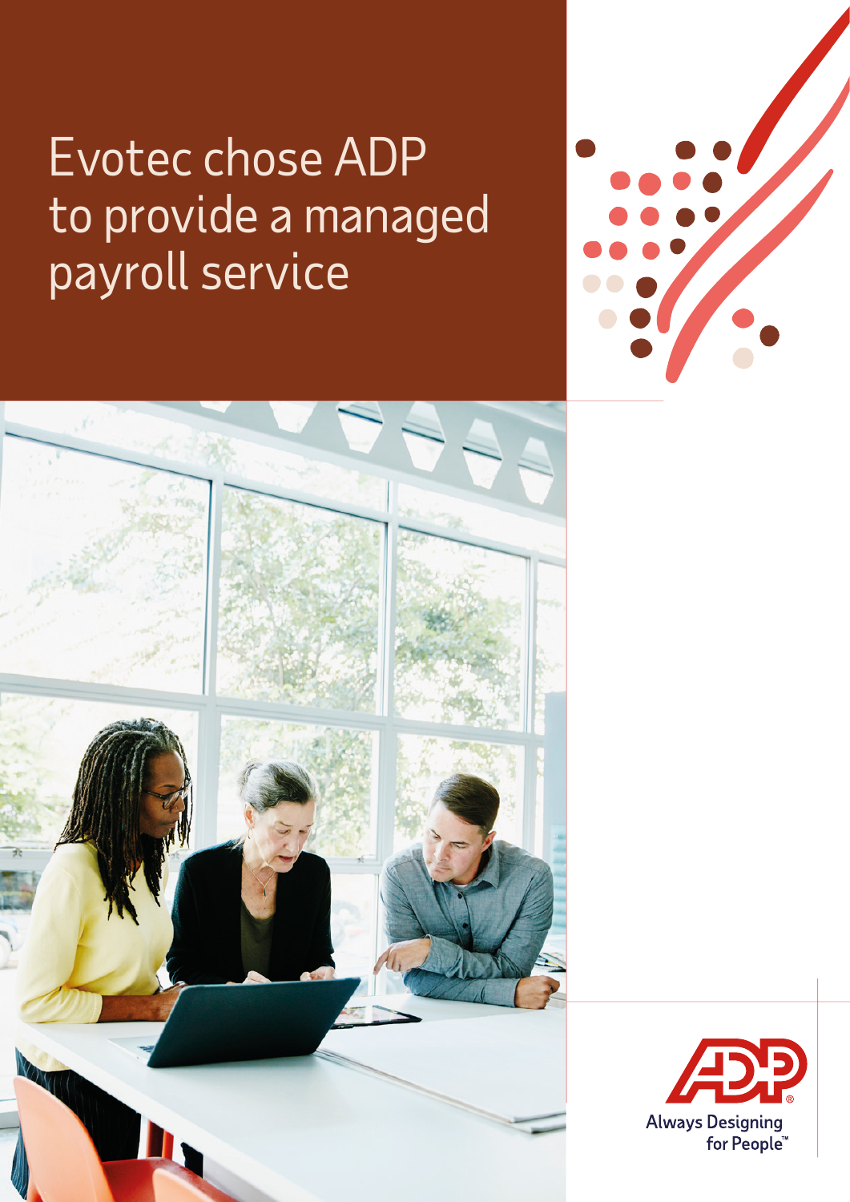# Evotec chose ADP to provide a managed payroll service

ADP
Always Designing for People™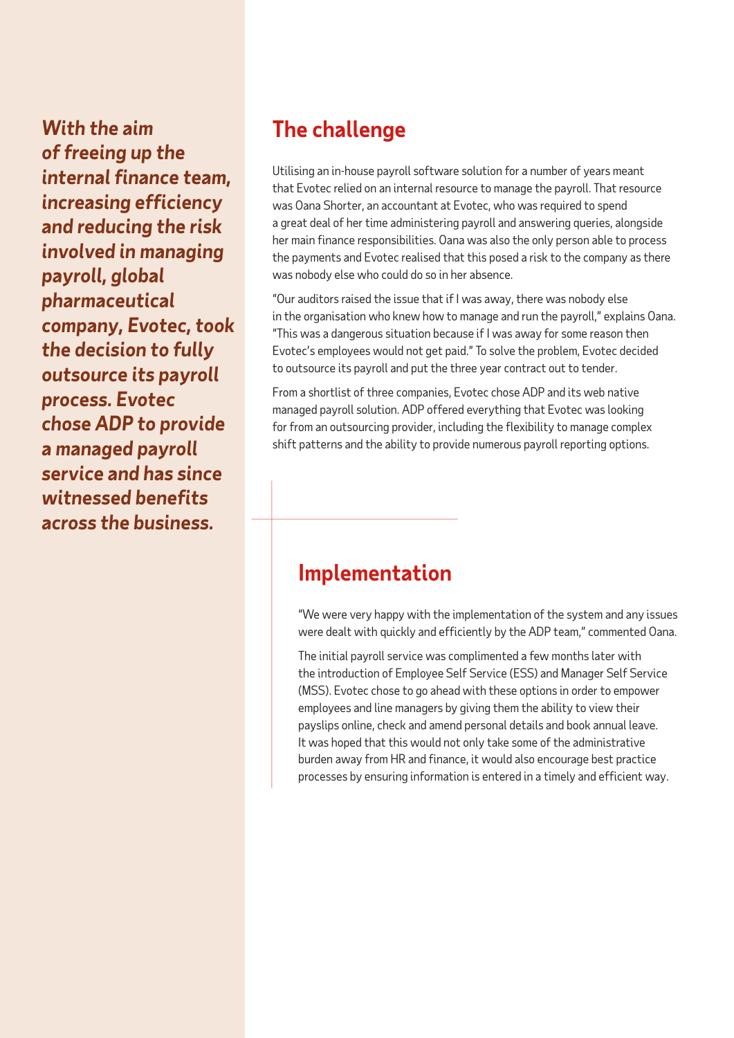***With the aim of freeing up the internal finance team, increasing efficiency and reducing the risk involved in managing payroll, global pharmaceutical company, Evotec, took the decision to fully outsource its payroll process. Evotec chose ADP to provide a managed payroll service and has since witnessed benefits across the business.***

## The challenge

Utilising an in-house payroll software solution for a number of years meant that Evotec relied on an internal resource to manage the payroll. That resource was Oana Shorter, an accountant at Evotec, who was required to spend a great deal of her time administering payroll and answering queries, alongside her main finance responsibilities. Oana was also the only person able to process the payments and Evotec realised that this posed a risk to the company as there was nobody else who could do so in her absence.

"Our auditors raised the issue that if I was away, there was nobody else in the organisation who knew how to manage and run the payroll," explains Oana. "This was a dangerous situation because if I was away for some reason then Evotec's employees would not get paid." To solve the problem, Evotec decided to outsource its payroll and put the three year contract out to tender.

From a shortlist of three companies, Evotec chose ADP and its web native managed payroll solution. ADP offered everything that Evotec was looking for from an outsourcing provider, including the flexibility to manage complex shift patterns and the ability to provide numerous payroll reporting options.

## Implementation

"We were very happy with the implementation of the system and any issues were dealt with quickly and efficiently by the ADP team," commented Oana.

The initial payroll service was complimented a few months later with the introduction of Employee Self Service (ESS) and Manager Self Service (MSS). Evotec chose to go ahead with these options in order to empower employees and line managers by giving them the ability to view their payslips online, check and amend personal details and book annual leave. It was hoped that this would not only take some of the administrative burden away from HR and finance, it would also encourage best practice processes by ensuring information is entered in a timely and efficient way.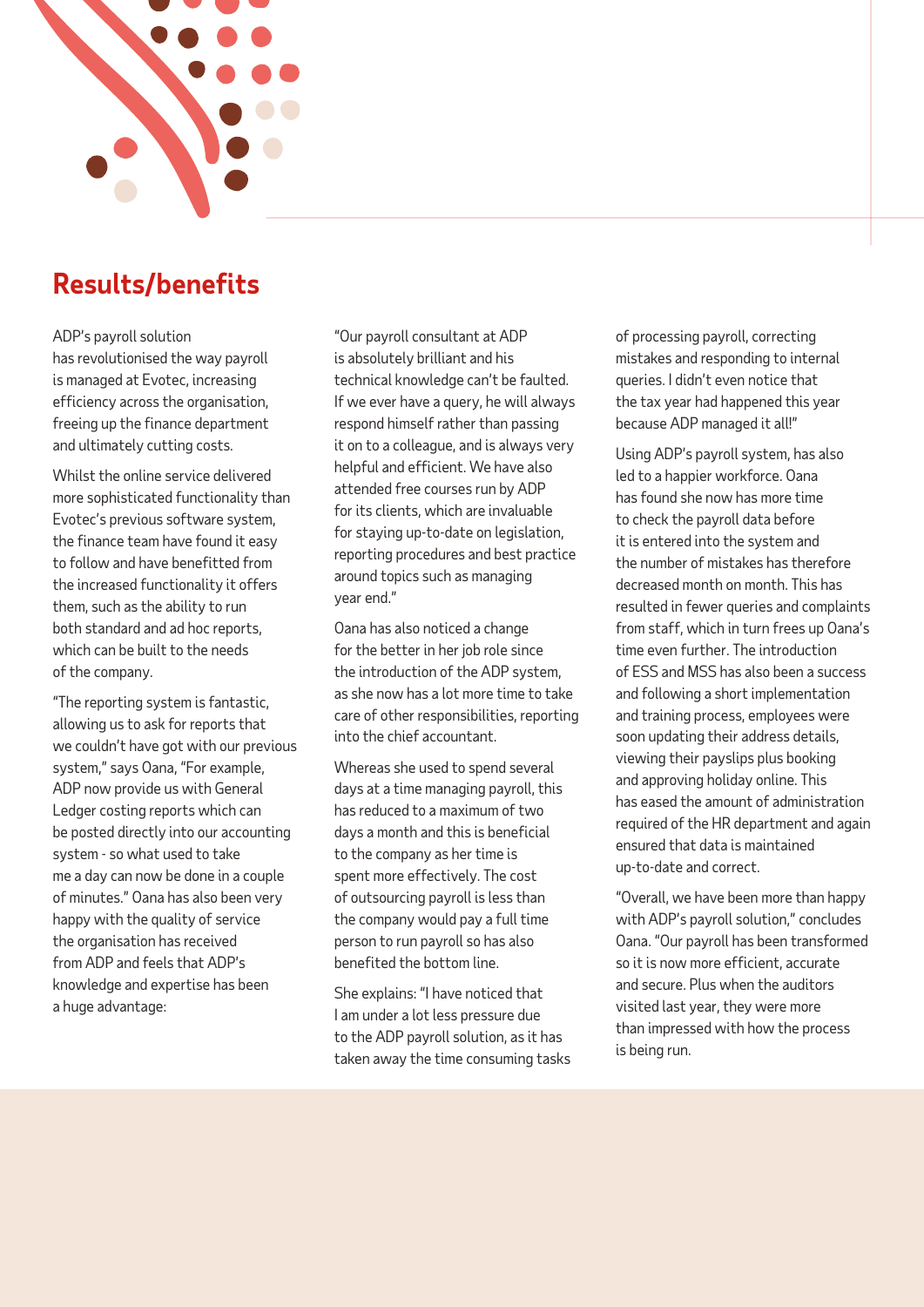## Results/benefits

ADP's payroll solution has revolutionised the way payroll is managed at Evotec, increasing efficiency across the organisation, freeing up the finance department and ultimately cutting costs.

Whilst the online service delivered more sophisticated functionality than Evotec's previous software system, the finance team have found it easy to follow and have benefitted from the increased functionality it offers them, such as the ability to run both standard and ad hoc reports, which can be built to the needs of the company.

"The reporting system is fantastic, allowing us to ask for reports that we couldn't have got with our previous system," says Oana, "For example, ADP now provide us with General Ledger costing reports which can be posted directly into our accounting system - so what used to take me a day can now be done in a couple of minutes." Oana has also been very happy with the quality of service the organisation has received from ADP and feels that ADP's knowledge and expertise has been a huge advantage:

"Our payroll consultant at ADP is absolutely brilliant and his technical knowledge can't be faulted. If we ever have a query, he will always respond himself rather than passing it on to a colleague, and is always very helpful and efficient. We have also attended free courses run by ADP for its clients, which are invaluable for staying up-to-date on legislation, reporting procedures and best practice around topics such as managing year end."

Oana has also noticed a change for the better in her job role since the introduction of the ADP system, as she now has a lot more time to take care of other responsibilities, reporting into the chief accountant.

Whereas she used to spend several days at a time managing payroll, this has reduced to a maximum of two days a month and this is beneficial to the company as her time is spent more effectively. The cost of outsourcing payroll is less than the company would pay a full time person to run payroll so has also benefited the bottom line.

She explains: "I have noticed that I am under a lot less pressure due to the ADP payroll solution, as it has taken away the time consuming tasks of processing payroll, correcting mistakes and responding to internal queries. I didn't even notice that the tax year had happened this year because ADP managed it all!"

Using ADP's payroll system, has also led to a happier workforce. Oana has found she now has more time to check the payroll data before it is entered into the system and the number of mistakes has therefore decreased month on month. This has resulted in fewer queries and complaints from staff, which in turn frees up Oana's time even further. The introduction of ESS and MSS has also been a success and following a short implementation and training process, employees were soon updating their address details, viewing their payslips plus booking and approving holiday online. This has eased the amount of administration required of the HR department and again ensured that data is maintained up-to-date and correct.

"Overall, we have been more than happy with ADP's payroll solution," concludes Oana. "Our payroll has been transformed so it is now more efficient, accurate and secure. Plus when the auditors visited last year, they were more than impressed with how the process is being run.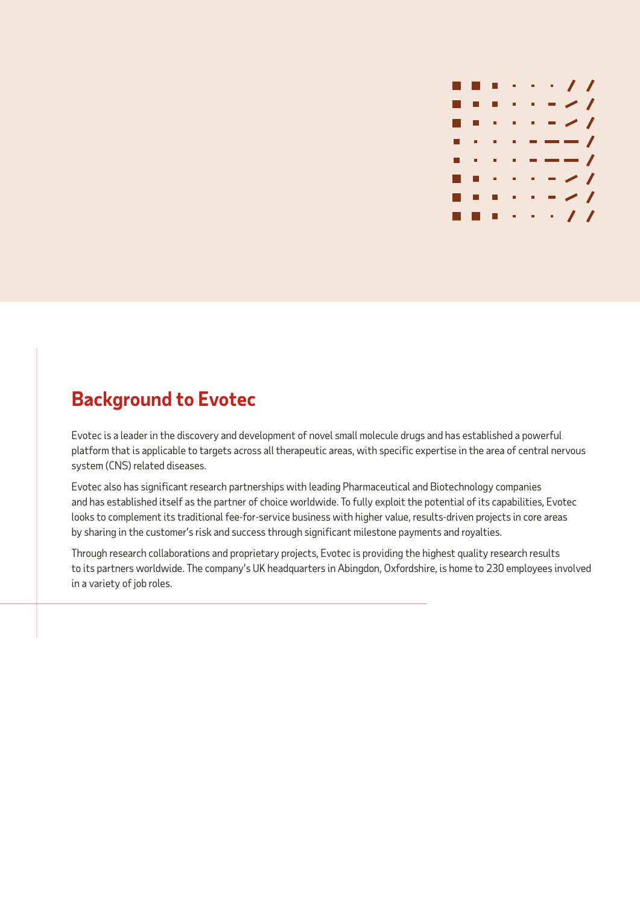## Background to Evotec

Evotec is a leader in the discovery and development of novel small molecule drugs and has established a powerful platform that is applicable to targets across all therapeutic areas, with specific expertise in the area of central nervous system (CNS) related diseases.

Evotec also has significant research partnerships with leading Pharmaceutical and Biotechnology companies and has established itself as the partner of choice worldwide. To fully exploit the potential of its capabilities, Evotec looks to complement its traditional fee-for-service business with higher value, results-driven projects in core areas by sharing in the customer's risk and success through significant milestone payments and royalties.

Through research collaborations and proprietary projects, Evotec is providing the highest quality research results to its partners worldwide. The company's UK headquarters in Abingdon, Oxfordshire, is home to 230 employees involved in a variety of job roles.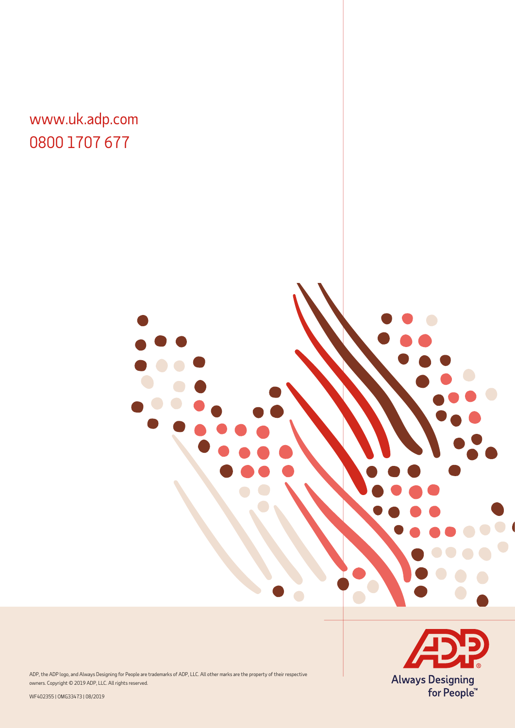www.uk.adp.com

0800 1707 677

Always Designing for People™

ADP, the ADP logo, and Always Designing for People are trademarks of ADP, LLC. All other marks are the property of their respective owners. Copyright © 2019 ADP, LLC. All rights reserved.

WF402355 | OMG33473 | 08/2019